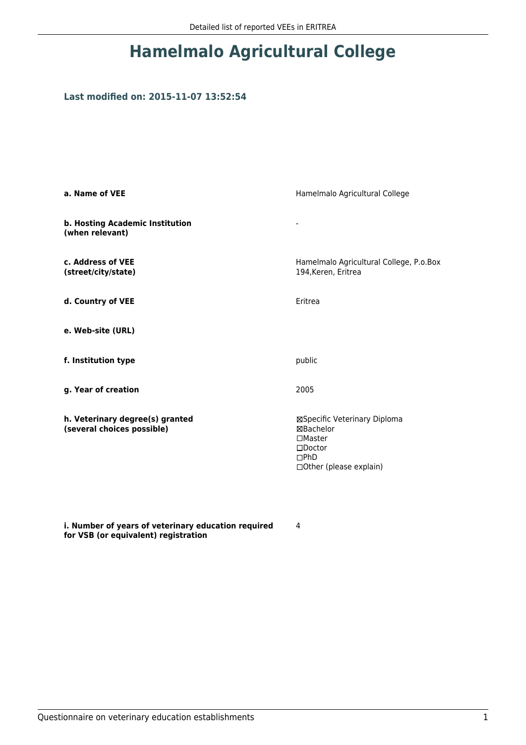# Hamelmalo Agricultural College

### Last modified on: 2015-11-07 13:52:54

| | |
|---|---|
| **a. Name of VEE** | Hamelmalo Agricultural College |
| **b. Hosting Academic Institution (when relevant)** | - |
| **c. Address of VEE (street/city/state)** | Hamelmalo Agricultural College, P.o.Box 194,Keren, Eritrea |
| **d. Country of VEE** | Eritrea |
| **e. Web-site (URL)** | |
| **f. Institution type** | public |
| **g. Year of creation** | 2005 |
| **h. Veterinary degree(s) granted (several choices possible)** | ☒Specific Veterinary Diploma<br>☒Bachelor<br>☐Master<br>☐Doctor<br>☐PhD<br>☐Other (please explain) |
| **i. Number of years of veterinary education required for VSB (or equivalent) registration** | 4 |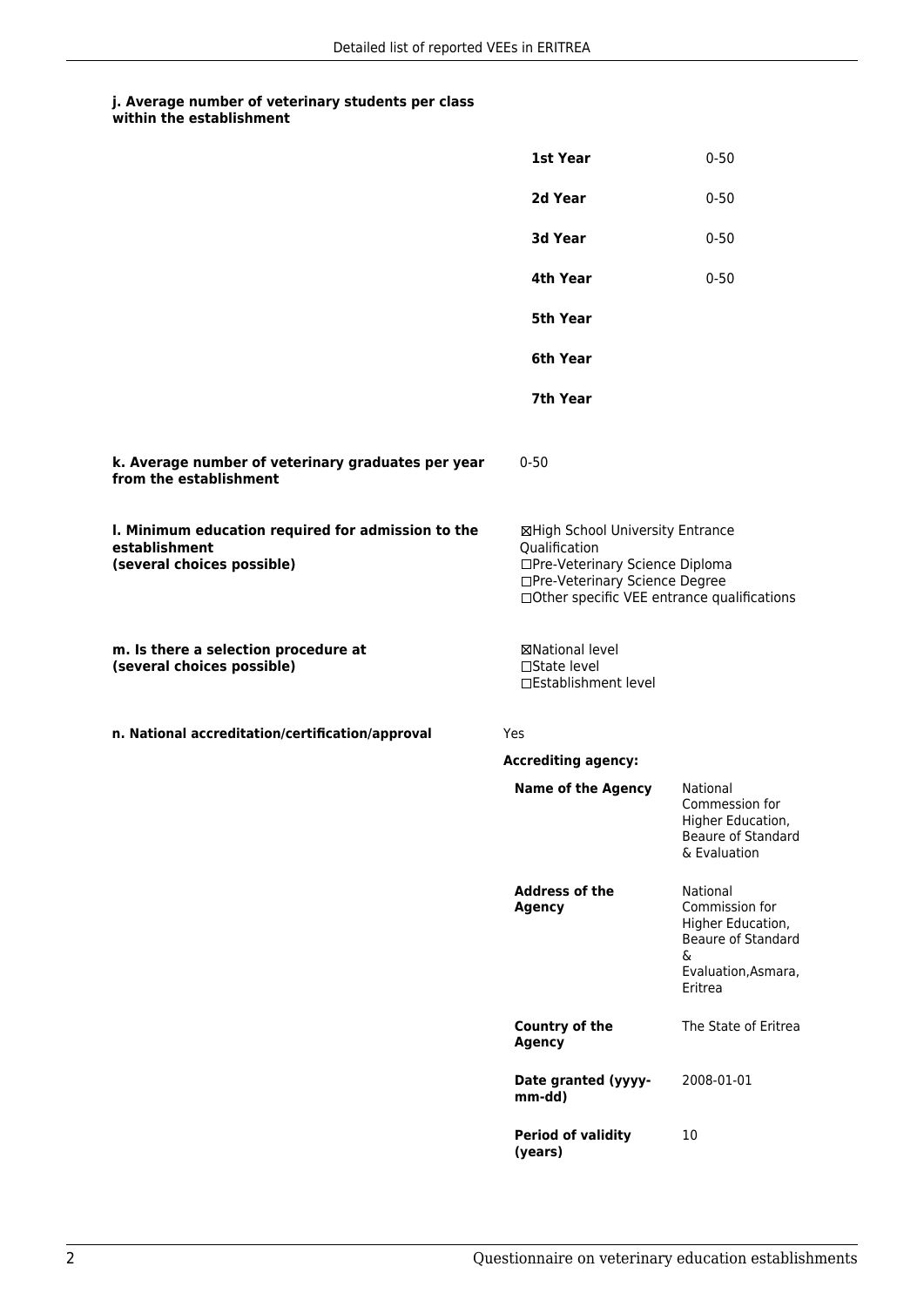**j. Average number of veterinary students per class within the establishment**

| | |
|---|---|
| **1st Year** | 0-50 |
| **2d Year** | 0-50 |
| **3d Year** | 0-50 |
| **4th Year** | 0-50 |
| **5th Year** | |
| **6th Year** | |
| **7th Year** | |

**k. Average number of veterinary graduates per year from the establishment**

0-50

**l. Minimum education required for admission to the establishment (several choices possible)**

☒High School University Entrance Qualification
☐Pre-Veterinary Science Diploma
☐Pre-Veterinary Science Degree
☐Other specific VEE entrance qualifications

**m. Is there a selection procedure at (several choices possible)**

☒National level
☐State level
☐Establishment level

**n. National accreditation/certification/approval**

Yes

**Accrediting agency:**

| | |
|---|---|
| **Name of the Agency** | National Commission for Higher Education, Beaure of Standard & Evaluation |
| **Address of the Agency** | National Commission for Higher Education, Beaure of Standard & Evaluation,Asmara, Eritrea |
| **Country of the Agency** | The State of Eritrea |
| **Date granted (yyyy-mm-dd)** | 2008-01-01 |
| **Period of validity (years)** | 10 |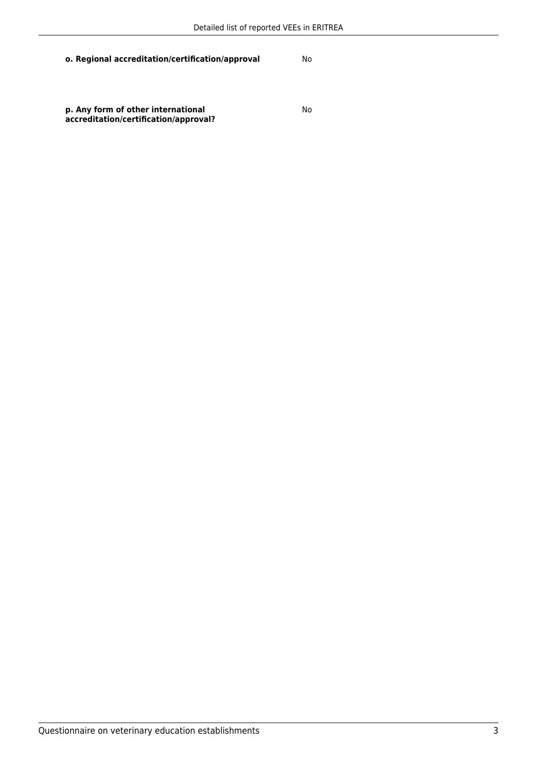| | |
|---|---|
| **o. Regional accreditation/certification/approval** | No |
| **p. Any form of other international accreditation/certification/approval?** | No |